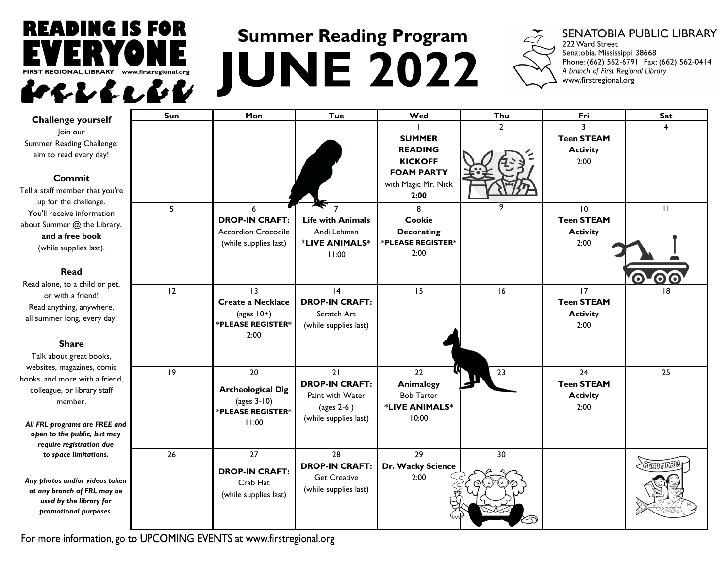# READING IS FOR EVERYONE

FIRST REGIONAL LIBRARY www.firstregional.org

## Summer Reading Program

# JUNE 2022

SENATOBIA PUBLIC LIBRARY
222 Ward Street
Senatobia, Mississippi 38668
Phone: (662) 562-6791 Fax: (662) 562-0414
*A branch of First Regional Library*
www.firstregional.org

**Challenge yourself**

Join our Summer Reading Challenge: aim to read every day!

**Commit**

Tell a staff member that you're up for the challenge. You'll receive information about Summer @ the Library, **and a free book** (while supplies last).

**Read**

Read alone, to a child or pet, or with a friend! Read anything, anywhere, all summer long, every day!

**Share**

Talk about great books, websites, magazines, comic books, and more with a friend, colleague, or library staff member.

***All FRL programs are FREE and open to the public, but may require registration due to space limitations.***

***Any photos and/or videos taken at any branch of FRL may be used by the library for promotional purposes.***

| Sun | Mon | Tue | Wed | Thu | Fri | Sat |
|---|---|---|---|---|---|---|
| | | | 1 **SUMMER READING KICKOFF FOAM PARTY** with Magic Mr. Nick **2:00** | 2 | 3 **Teen STEAM Activity** 2:00 | 4 |
| 5 | 6 **DROP-IN CRAFT:** Accordion Crocodile (while supplies last) | 7 **Life with Animals** Andi Lehman ***LIVE ANIMALS*** 11:00 | 8 **Cookie Decorating** ***PLEASE REGISTER*** 2:00 | 9 | 10 **Teen STEAM Activity** 2:00 | 11 |
| 12 | 13 **Create a Necklace** (ages 10+) ***PLEASE REGISTER*** 2:00 | 14 **DROP-IN CRAFT:** Scratch Art (while supplies last) | 15 | 16 | 17 **Teen STEAM Activity** 2:00 | 18 |
| 19 | 20 **Archeological Dig** (ages 3-10) ***PLEASE REGISTER*** 11:00 | 21 **DROP-IN CRAFT:** Paint with Water (ages 2-6 ) (while supplies last) | 22 **Animalogy** Bob Tarter ***LIVE ANIMALS*** 10:00 | 23 | 24 **Teen STEAM Activity** 2:00 | 25 |
| 26 | 27 **DROP-IN CRAFT:** Crab Hat (while supplies last) | 28 **DROP-IN CRAFT:** Get Creative (while supplies last) | 29 **Dr. Wacky Science** 2:00 | 30 | | |

For more information, go to UPCOMING EVENTS at www.firstregional.org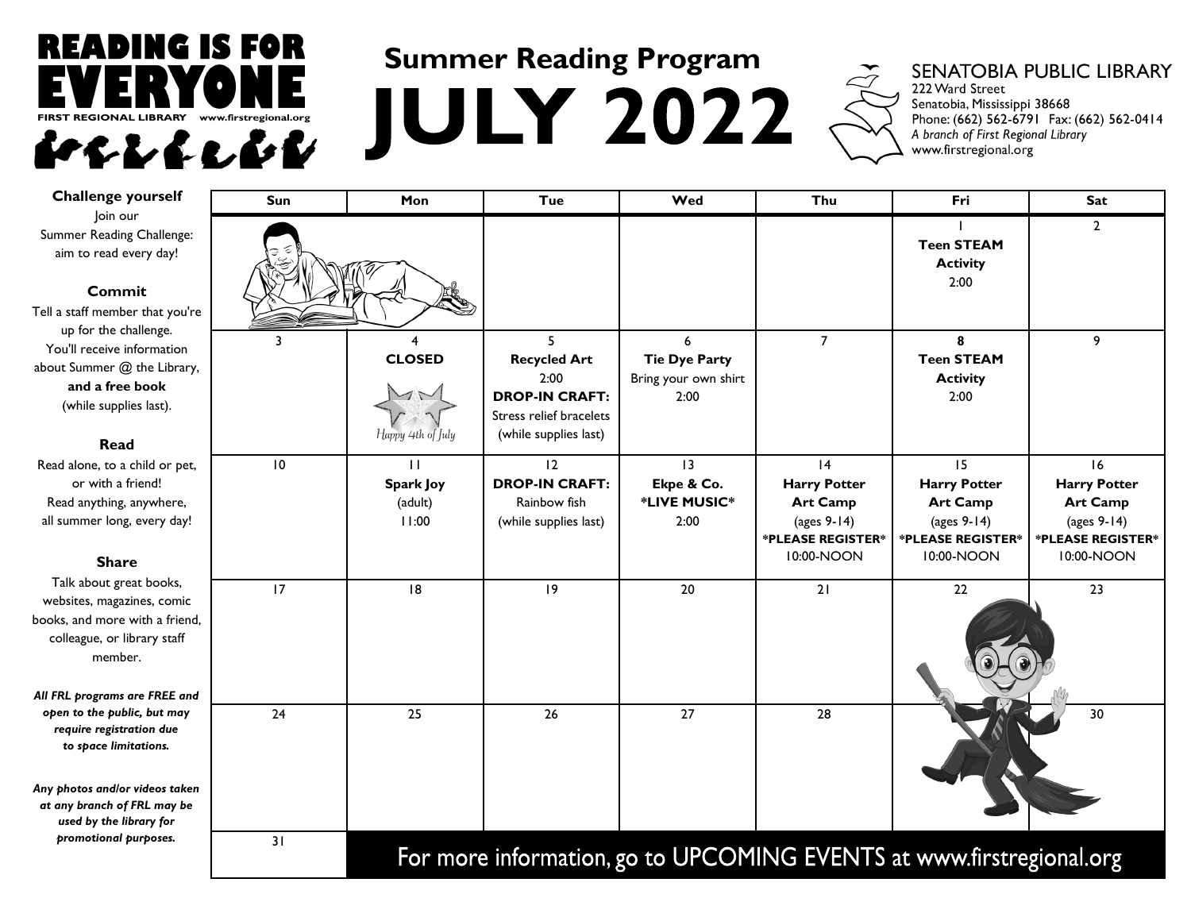**READING IS FOR EVERYONE**
FIRST REGIONAL LIBRARY www.firstregional.org

# Summer Reading Program
# JULY 2022

SENATOBIA PUBLIC LIBRARY
222 Ward Street
Senatobia, Mississippi 38668
Phone: (662) 562-6791 Fax: (662) 562-0414
*A branch of First Regional Library*
www.firstregional.org

### Challenge yourself
Join our Summer Reading Challenge: aim to read every day!

### Commit
Tell a staff member that you're up for the challenge. You'll receive information about Summer @ the Library, **and a free book** (while supplies last).

### Read
Read alone, to a child or pet, or with a friend! Read anything, anywhere, all summer long, every day!

### Share
Talk about great books, websites, magazines, comic books, and more with a friend, colleague, or library staff member.

***All FRL programs are FREE and open to the public, but may require registration due to space limitations.***

***Any photos and/or videos taken at any branch of FRL may be used by the library for promotional purposes.***

| Sun | Mon | Tue | Wed | Thu | Fri | Sat |
|---|---|---|---|---|---|---|
| | | | | | 1 **Teen STEAM Activity** 2:00 | 2 |
| 3 | 4 **CLOSED** Happy 4th of July | 5 **Recycled Art** 2:00 **DROP-IN CRAFT:** Stress relief bracelets (while supplies last) | 6 **Tie Dye Party** Bring your own shirt 2:00 | 7 | **8** **Teen STEAM Activity** 2:00 | 9 |
| 10 | 11 **Spark Joy** (adult) 11:00 | 12 **DROP-IN CRAFT:** Rainbow fish (while supplies last) | 13 **Ekpe & Co.** **\*LIVE MUSIC\*** 2:00 | 14 **Harry Potter Art Camp** (ages 9-14) **\*PLEASE REGISTER\*** 10:00-NOON | 15 **Harry Potter Art Camp** (ages 9-14) **\*PLEASE REGISTER\*** 10:00-NOON | 16 **Harry Potter Art Camp** (ages 9-14) **\*PLEASE REGISTER\*** 10:00-NOON |
| 17 | 18 | 19 | 20 | 21 | 22 | 23 |
| 24 | 25 | 26 | 27 | 28 | | 30 |
| 31 | | | | | | |

For more information, go to UPCOMING EVENTS at www.firstregional.org